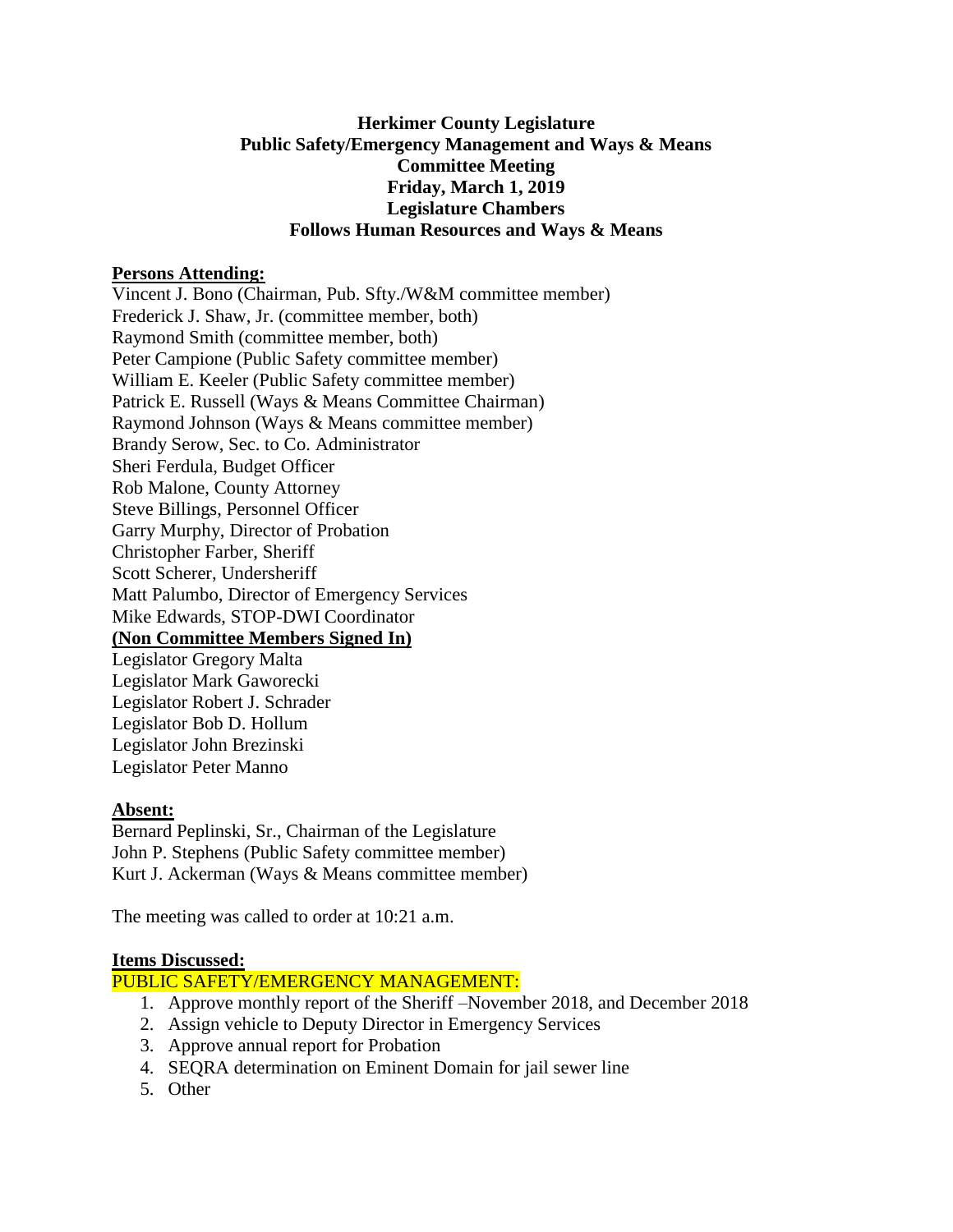# Herkimer County Legislature
## Public Safety/Emergency Management and Ways & Means
## Committee Meeting
## Friday, March 1, 2019
## Legislature Chambers
## Follows Human Resources and Ways & Means

**Persons Attending:**

Vincent J. Bono (Chairman, Pub. Sfty./W&M committee member)
Frederick J. Shaw, Jr. (committee member, both)
Raymond Smith (committee member, both)
Peter Campione (Public Safety committee member)
William E. Keeler (Public Safety committee member)
Patrick E. Russell (Ways & Means Committee Chairman)
Raymond Johnson (Ways & Means committee member)
Brandy Serow, Sec. to Co. Administrator
Sheri Ferdula, Budget Officer
Rob Malone, County Attorney
Steve Billings, Personnel Officer
Garry Murphy, Director of Probation
Christopher Farber, Sheriff
Scott Scherer, Undersheriff
Matt Palumbo, Director of Emergency Services
Mike Edwards, STOP-DWI Coordinator

**(Non Committee Members Signed In)**

Legislator Gregory Malta
Legislator Mark Gaworecki
Legislator Robert J. Schrader
Legislator Bob D. Hollum
Legislator John Brezinski
Legislator Peter Manno

**Absent:**

Bernard Peplinski, Sr., Chairman of the Legislature
John P. Stephens (Public Safety committee member)
Kurt J. Ackerman (Ways & Means committee member)

The meeting was called to order at 10:21 a.m.

**Items Discussed:**

PUBLIC SAFETY/EMERGENCY MANAGEMENT:

1. Approve monthly report of the Sheriff –November 2018, and December 2018
2. Assign vehicle to Deputy Director in Emergency Services
3. Approve annual report for Probation
4. SEQRA determination on Eminent Domain for jail sewer line
5. Other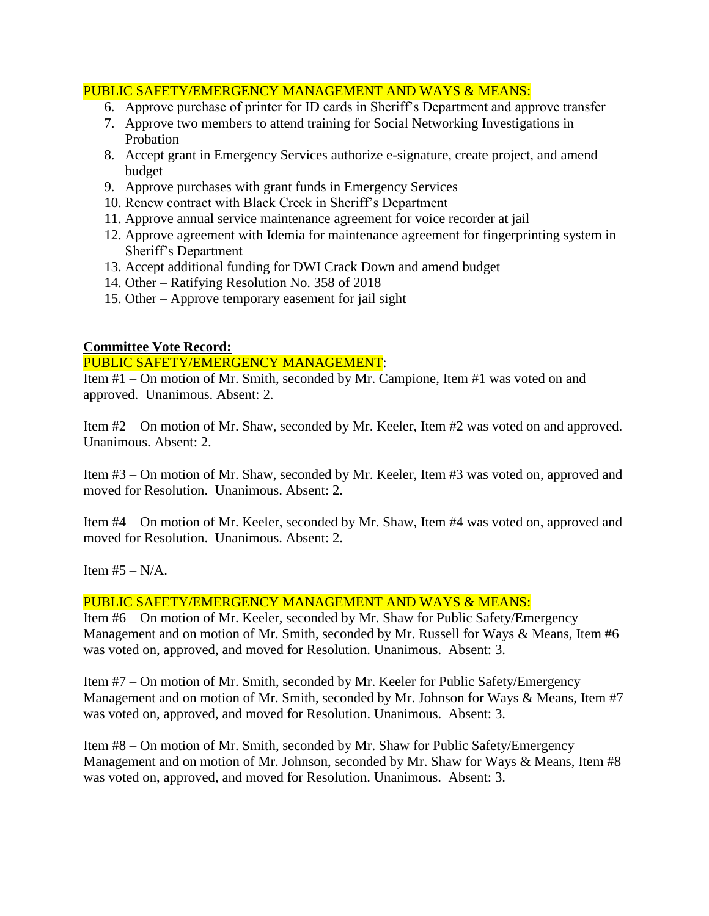PUBLIC SAFETY/EMERGENCY MANAGEMENT AND WAYS & MEANS:

6. Approve purchase of printer for ID cards in Sheriff's Department and approve transfer
7. Approve two members to attend training for Social Networking Investigations in Probation
8. Accept grant in Emergency Services authorize e-signature, create project, and amend budget
9. Approve purchases with grant funds in Emergency Services
10. Renew contract with Black Creek in Sheriff's Department
11. Approve annual service maintenance agreement for voice recorder at jail
12. Approve agreement with Idemia for maintenance agreement for fingerprinting system in Sheriff's Department
13. Accept additional funding for DWI Crack Down and amend budget
14. Other – Ratifying Resolution No. 358 of 2018
15. Other – Approve temporary easement for jail sight

**Committee Vote Record:**

PUBLIC SAFETY/EMERGENCY MANAGEMENT:

Item #1 – On motion of Mr. Smith, seconded by Mr. Campione, Item #1 was voted on and approved. Unanimous. Absent: 2.

Item #2 – On motion of Mr. Shaw, seconded by Mr. Keeler, Item #2 was voted on and approved. Unanimous. Absent: 2.

Item #3 – On motion of Mr. Shaw, seconded by Mr. Keeler, Item #3 was voted on, approved and moved for Resolution. Unanimous. Absent: 2.

Item #4 – On motion of Mr. Keeler, seconded by Mr. Shaw, Item #4 was voted on, approved and moved for Resolution. Unanimous. Absent: 2.

Item #5 – N/A.

PUBLIC SAFETY/EMERGENCY MANAGEMENT AND WAYS & MEANS:

Item #6 – On motion of Mr. Keeler, seconded by Mr. Shaw for Public Safety/Emergency Management and on motion of Mr. Smith, seconded by Mr. Russell for Ways & Means, Item #6 was voted on, approved, and moved for Resolution. Unanimous. Absent: 3.

Item #7 – On motion of Mr. Smith, seconded by Mr. Keeler for Public Safety/Emergency Management and on motion of Mr. Smith, seconded by Mr. Johnson for Ways & Means, Item #7 was voted on, approved, and moved for Resolution. Unanimous. Absent: 3.

Item #8 – On motion of Mr. Smith, seconded by Mr. Shaw for Public Safety/Emergency Management and on motion of Mr. Johnson, seconded by Mr. Shaw for Ways & Means, Item #8 was voted on, approved, and moved for Resolution. Unanimous. Absent: 3.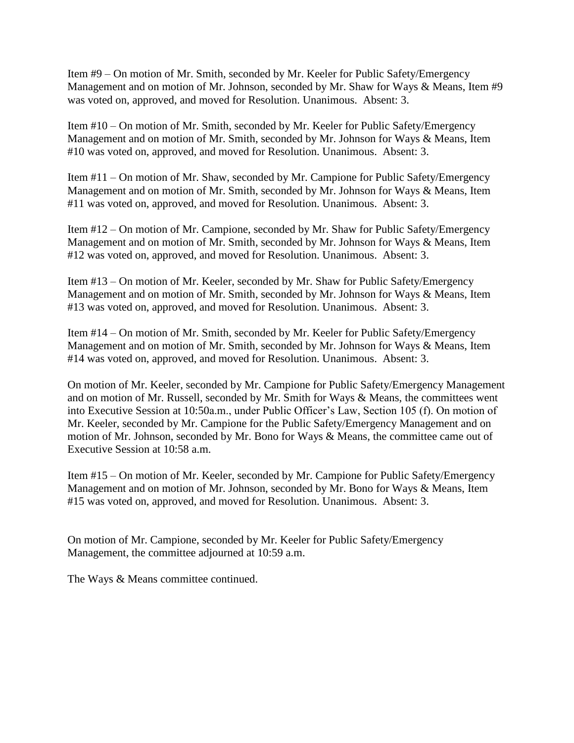Item #9 – On motion of Mr. Smith, seconded by Mr. Keeler for Public Safety/Emergency Management and on motion of Mr. Johnson, seconded by Mr. Shaw for Ways & Means, Item #9 was voted on, approved, and moved for Resolution. Unanimous. Absent: 3.

Item #10 – On motion of Mr. Smith, seconded by Mr. Keeler for Public Safety/Emergency Management and on motion of Mr. Smith, seconded by Mr. Johnson for Ways & Means, Item #10 was voted on, approved, and moved for Resolution. Unanimous. Absent: 3.

Item #11 – On motion of Mr. Shaw, seconded by Mr. Campione for Public Safety/Emergency Management and on motion of Mr. Smith, seconded by Mr. Johnson for Ways & Means, Item #11 was voted on, approved, and moved for Resolution. Unanimous. Absent: 3.

Item #12 – On motion of Mr. Campione, seconded by Mr. Shaw for Public Safety/Emergency Management and on motion of Mr. Smith, seconded by Mr. Johnson for Ways & Means, Item #12 was voted on, approved, and moved for Resolution. Unanimous. Absent: 3.

Item #13 – On motion of Mr. Keeler, seconded by Mr. Shaw for Public Safety/Emergency Management and on motion of Mr. Smith, seconded by Mr. Johnson for Ways & Means, Item #13 was voted on, approved, and moved for Resolution. Unanimous. Absent: 3.

Item #14 – On motion of Mr. Smith, seconded by Mr. Keeler for Public Safety/Emergency Management and on motion of Mr. Smith, seconded by Mr. Johnson for Ways & Means, Item #14 was voted on, approved, and moved for Resolution. Unanimous. Absent: 3.

On motion of Mr. Keeler, seconded by Mr. Campione for Public Safety/Emergency Management and on motion of Mr. Russell, seconded by Mr. Smith for Ways & Means, the committees went into Executive Session at 10:50a.m., under Public Officer's Law, Section 105 (f). On motion of Mr. Keeler, seconded by Mr. Campione for the Public Safety/Emergency Management and on motion of Mr. Johnson, seconded by Mr. Bono for Ways & Means, the committee came out of Executive Session at 10:58 a.m.

Item #15 – On motion of Mr. Keeler, seconded by Mr. Campione for Public Safety/Emergency Management and on motion of Mr. Johnson, seconded by Mr. Bono for Ways & Means, Item #15 was voted on, approved, and moved for Resolution. Unanimous. Absent: 3.

On motion of Mr. Campione, seconded by Mr. Keeler for Public Safety/Emergency Management, the committee adjourned at 10:59 a.m.

The Ways & Means committee continued.